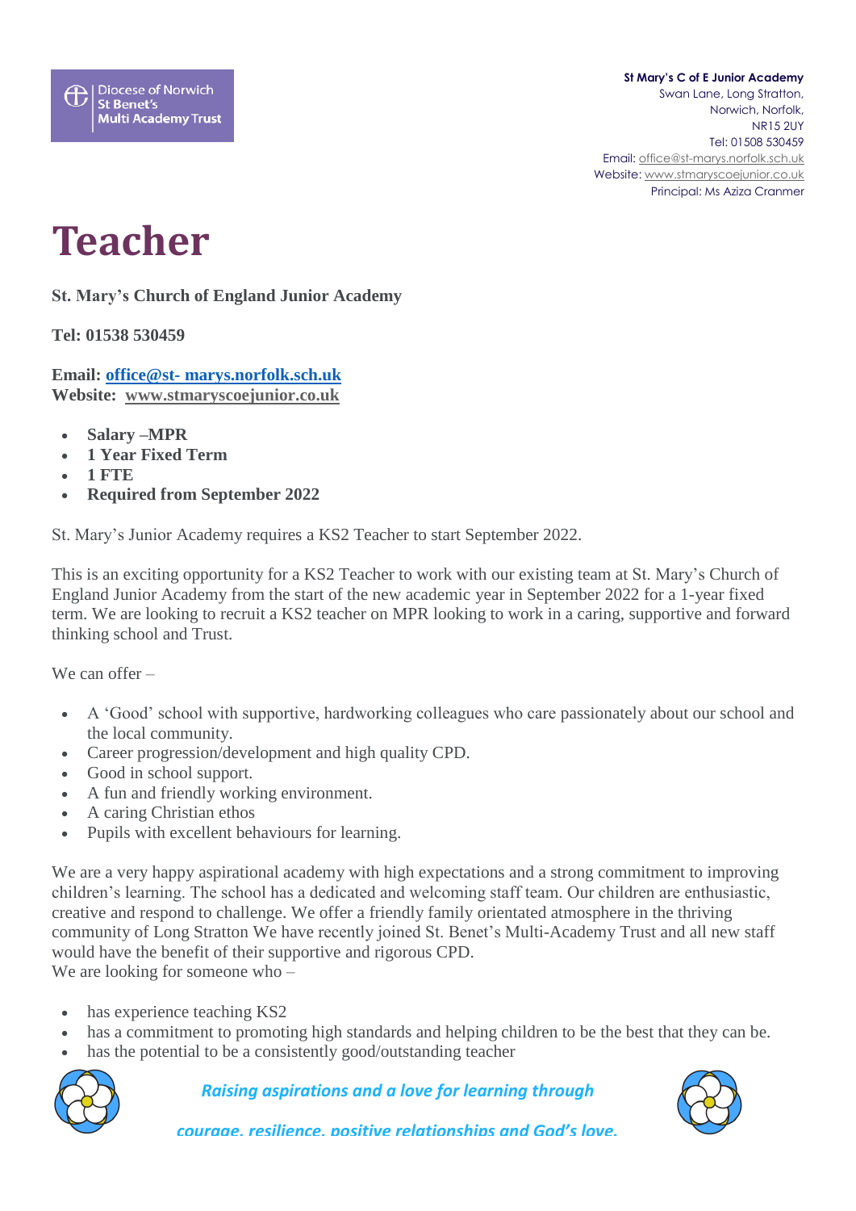Diocese of Norwich
St Benet's
Multi Academy Trust

**St Mary's C of E Junior Academy**
Swan Lane, Long Stratton,
Norwich, Norfolk,
NR15 2UY
Tel: 01508 530459
Email: office@st-marys.norfolk.sch.uk
Website: www.stmaryscoejunior.co.uk
Principal: Ms Aziza Cranmer

# Teacher

**St. Mary's Church of England Junior Academy**

**Tel: 01538 530459**

**Email: office@st- marys.norfolk.sch.uk**
**Website: www.stmaryscoejunior.co.uk**

- **Salary –MPR**
- **1 Year Fixed Term**
- **1 FTE**
- **Required from September 2022**

St. Mary's Junior Academy requires a KS2 Teacher to start September 2022.

This is an exciting opportunity for a KS2 Teacher to work with our existing team at St. Mary's Church of England Junior Academy from the start of the new academic year in September 2022 for a 1-year fixed term. We are looking to recruit a KS2 teacher on MPR looking to work in a caring, supportive and forward thinking school and Trust.

We can offer –

- A 'Good' school with supportive, hardworking colleagues who care passionately about our school and the local community.
- Career progression/development and high quality CPD.
- Good in school support.
- A fun and friendly working environment.
- A caring Christian ethos
- Pupils with excellent behaviours for learning.

We are a very happy aspirational academy with high expectations and a strong commitment to improving children's learning. The school has a dedicated and welcoming staff team. Our children are enthusiastic, creative and respond to challenge. We offer a friendly family orientated atmosphere in the thriving community of Long Stratton We have recently joined St. Benet's Multi-Academy Trust and all new staff would have the benefit of their supportive and rigorous CPD.
We are looking for someone who –

- has experience teaching KS2
- has a commitment to promoting high standards and helping children to be the best that they can be.
- has the potential to be a consistently good/outstanding teacher

*Raising aspirations and a love for learning through courage, resilience, positive relationships and God's love.*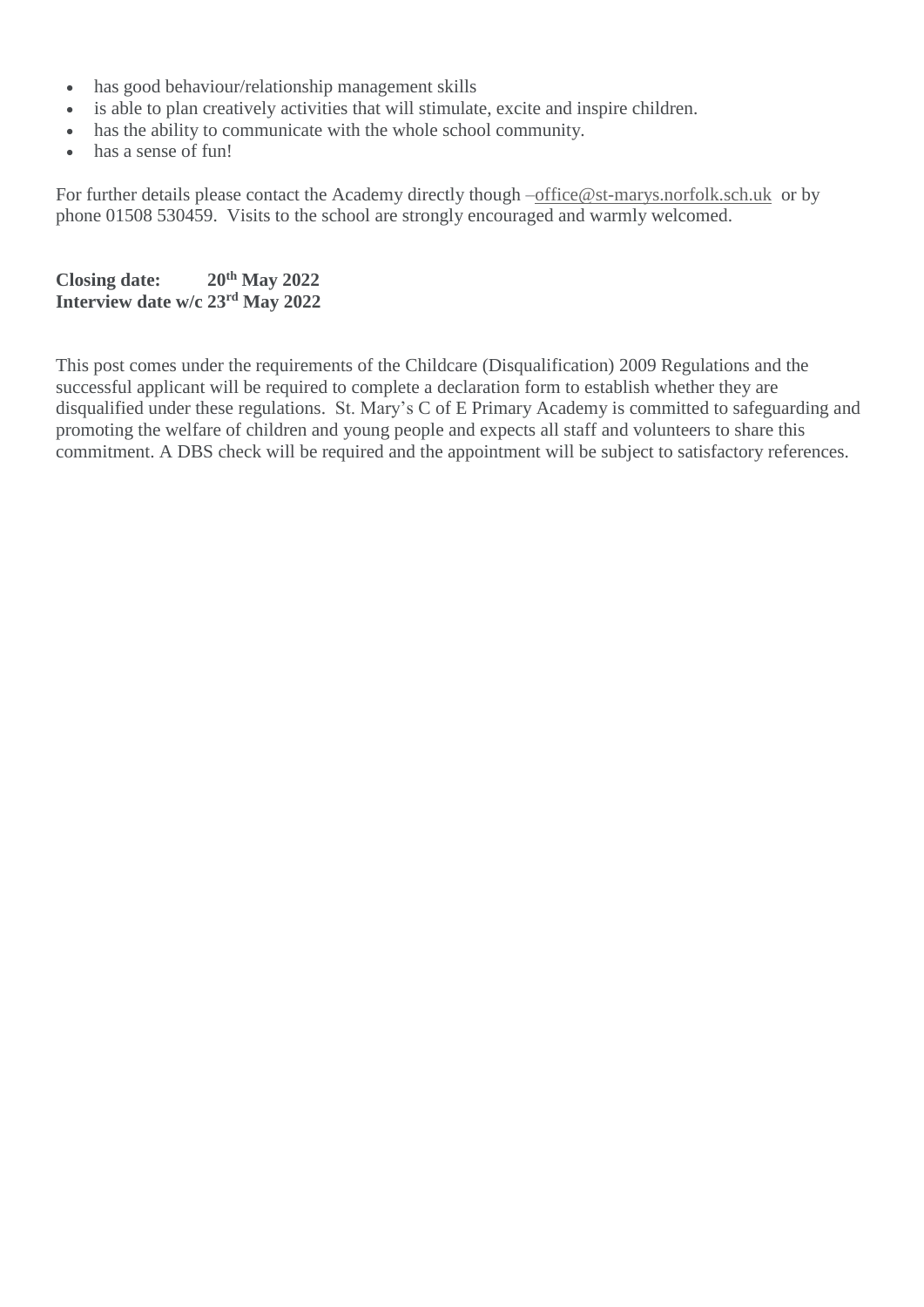- has good behaviour/relationship management skills
- is able to plan creatively activities that will stimulate, excite and inspire children.
- has the ability to communicate with the whole school community.
- has a sense of fun!

For further details please contact the Academy directly though –office@st-marys.norfolk.sch.uk or by phone 01508 530459. Visits to the school are strongly encouraged and warmly welcomed.

**Closing date: 20th May 2022**
**Interview date w/c 23rd May 2022**

This post comes under the requirements of the Childcare (Disqualification) 2009 Regulations and the successful applicant will be required to complete a declaration form to establish whether they are disqualified under these regulations. St. Mary's C of E Primary Academy is committed to safeguarding and promoting the welfare of children and young people and expects all staff and volunteers to share this commitment. A DBS check will be required and the appointment will be subject to satisfactory references.